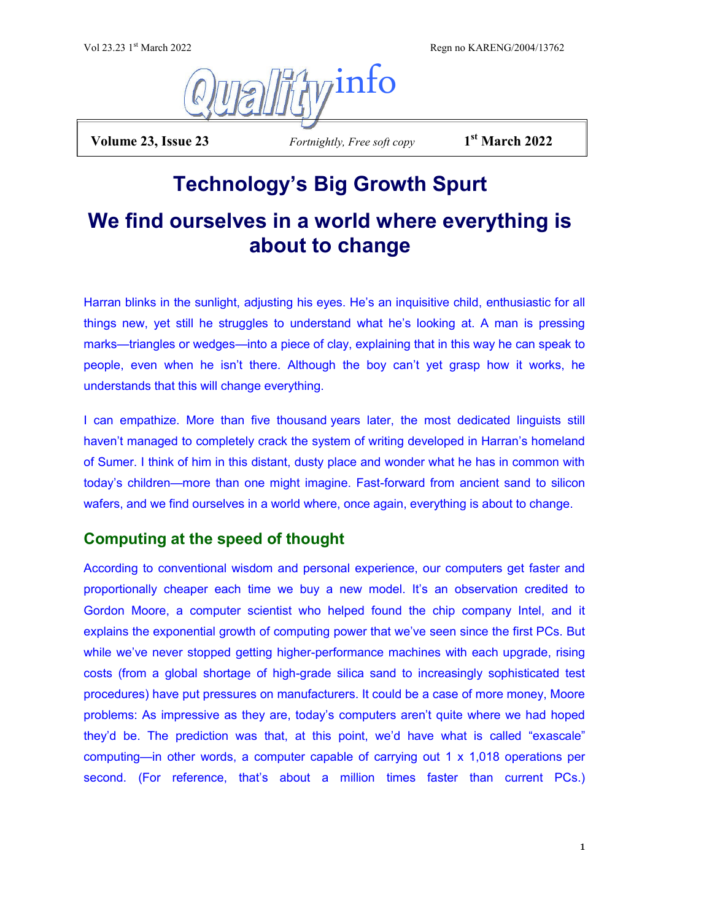# Quality info

**Volume 23, Issue 23** *Fortnightly, Free soft copy* **1st March 2022**

# Technology's Big Growth Spurt

## We find ourselves in a world where everything is about to change

Harran blinks in the sunlight, adjusting his eyes. He's an inquisitive child, enthusiastic for all things new, yet still he struggles to understand what he's looking at. A man is pressing marks—triangles or wedges—into a piece of clay, explaining that in this way he can speak to people, even when he isn't there. Although the boy can't yet grasp how it works, he understands that this will change everything.

I can empathize. More than five thousand years later, the most dedicated linguists still haven't managed to completely crack the system of writing developed in Harran's homeland of Sumer. I think of him in this distant, dusty place and wonder what he has in common with today's children—more than one might imagine. Fast-forward from ancient sand to silicon wafers, and we find ourselves in a world where, once again, everything is about to change.

### Computing at the speed of thought

According to conventional wisdom and personal experience, our computers get faster and proportionally cheaper each time we buy a new model. It's an observation credited to Gordon Moore, a computer scientist who helped found the chip company Intel, and it explains the exponential growth of computing power that we've seen since the first PCs. But while we've never stopped getting higher-performance machines with each upgrade, rising costs (from a global shortage of high-grade silica sand to increasingly sophisticated test procedures) have put pressures on manufacturers. It could be a case of more money, Moore problems: As impressive as they are, today's computers aren't quite where we had hoped they'd be. The prediction was that, at this point, we'd have what is called "exascale" computing—in other words, a computer capable of carrying out 1 x 1,018 operations per second. (For reference, that's about a million times faster than current PCs.)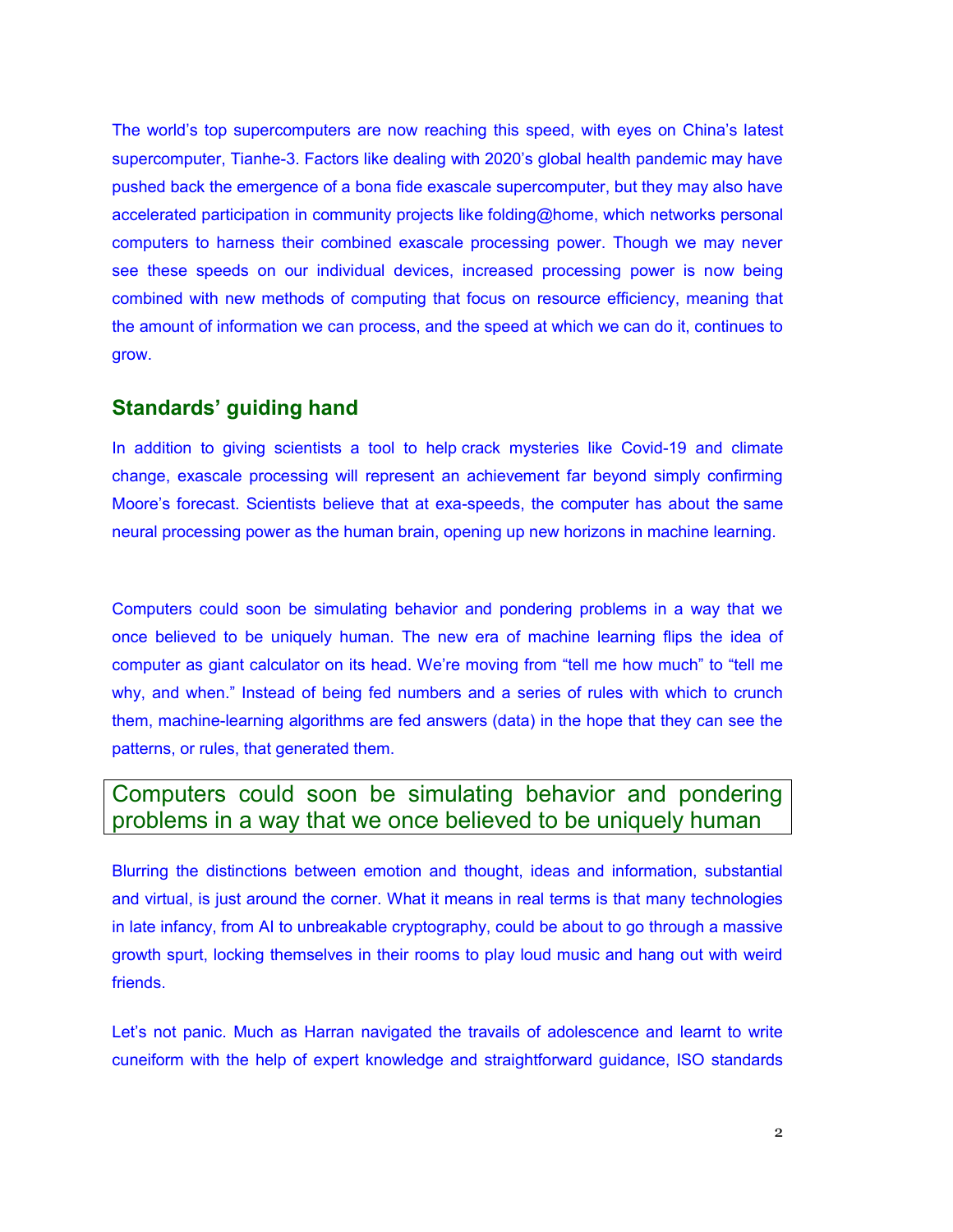The world's top supercomputers are now reaching this speed, with eyes on China's latest supercomputer, Tianhe-3. Factors like dealing with 2020's global health pandemic may have pushed back the emergence of a bona fide exascale supercomputer, but they may also have accelerated participation in community projects like folding@home, which networks personal computers to harness their combined exascale processing power. Though we may never see these speeds on our individual devices, increased processing power is now being combined with new methods of computing that focus on resource efficiency, meaning that the amount of information we can process, and the speed at which we can do it, continues to grow.

## Standards' guiding hand

In addition to giving scientists a tool to help crack mysteries like Covid-19 and climate change, exascale processing will represent an achievement far beyond simply confirming Moore's forecast. Scientists believe that at exa-speeds, the computer has about the same neural processing power as the human brain, opening up new horizons in machine learning.

Computers could soon be simulating behavior and pondering problems in a way that we once believed to be uniquely human. The new era of machine learning flips the idea of computer as giant calculator on its head. We're moving from "tell me how much" to "tell me why, and when." Instead of being fed numbers and a series of rules with which to crunch them, machine-learning algorithms are fed answers (data) in the hope that they can see the patterns, or rules, that generated them.

> Computers could soon be simulating behavior and pondering problems in a way that we once believed to be uniquely human

Blurring the distinctions between emotion and thought, ideas and information, substantial and virtual, is just around the corner. What it means in real terms is that many technologies in late infancy, from AI to unbreakable cryptography, could be about to go through a massive growth spurt, locking themselves in their rooms to play loud music and hang out with weird friends.

Let's not panic. Much as Harran navigated the travails of adolescence and learnt to write cuneiform with the help of expert knowledge and straightforward guidance, ISO standards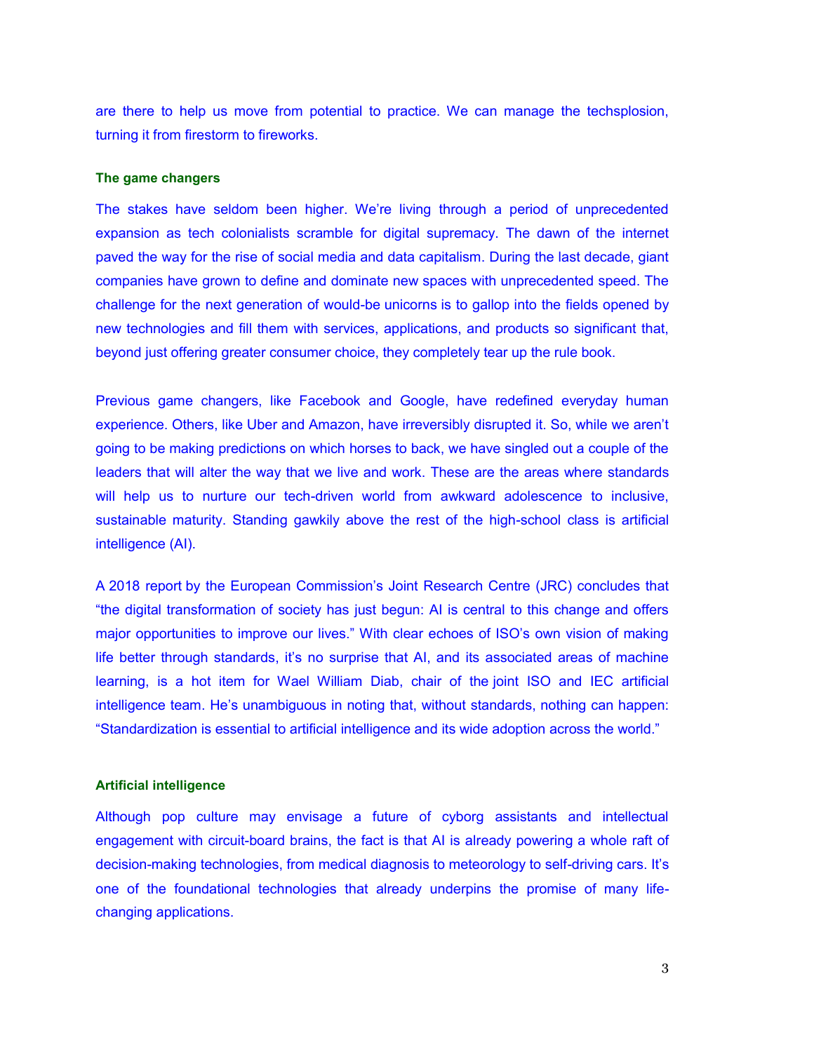are there to help us move from potential to practice. We can manage the techsplosion, turning it from firestorm to fireworks.

### The game changers

The stakes have seldom been higher. We're living through a period of unprecedented expansion as tech colonialists scramble for digital supremacy. The dawn of the internet paved the way for the rise of social media and data capitalism. During the last decade, giant companies have grown to define and dominate new spaces with unprecedented speed. The challenge for the next generation of would-be unicorns is to gallop into the fields opened by new technologies and fill them with services, applications, and products so significant that, beyond just offering greater consumer choice, they completely tear up the rule book.

Previous game changers, like Facebook and Google, have redefined everyday human experience. Others, like Uber and Amazon, have irreversibly disrupted it. So, while we aren't going to be making predictions on which horses to back, we have singled out a couple of the leaders that will alter the way that we live and work. These are the areas where standards will help us to nurture our tech-driven world from awkward adolescence to inclusive, sustainable maturity. Standing gawkily above the rest of the high-school class is artificial intelligence (AI).

A 2018 report by the European Commission's Joint Research Centre (JRC) concludes that "the digital transformation of society has just begun: AI is central to this change and offers major opportunities to improve our lives." With clear echoes of ISO's own vision of making life better through standards, it's no surprise that AI, and its associated areas of machine learning, is a hot item for Wael William Diab, chair of the joint ISO and IEC artificial intelligence team. He's unambiguous in noting that, without standards, nothing can happen: "Standardization is essential to artificial intelligence and its wide adoption across the world."

### Artificial intelligence

Although pop culture may envisage a future of cyborg assistants and intellectual engagement with circuit-board brains, the fact is that AI is already powering a whole raft of decision-making technologies, from medical diagnosis to meteorology to self-driving cars. It's one of the foundational technologies that already underpins the promise of many life-changing applications.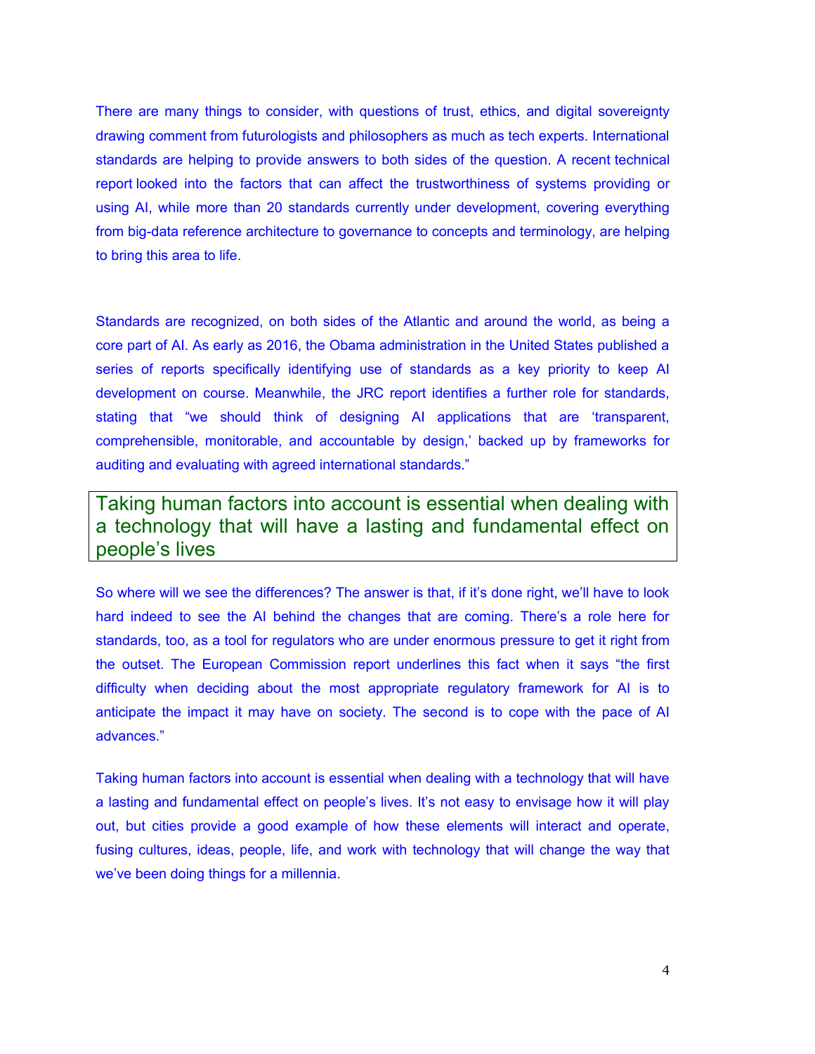There are many things to consider, with questions of trust, ethics, and digital sovereignty drawing comment from futurologists and philosophers as much as tech experts. International standards are helping to provide answers to both sides of the question. A recent technical report looked into the factors that can affect the trustworthiness of systems providing or using AI, while more than 20 standards currently under development, covering everything from big-data reference architecture to governance to concepts and terminology, are helping to bring this area to life.

Standards are recognized, on both sides of the Atlantic and around the world, as being a core part of AI. As early as 2016, the Obama administration in the United States published a series of reports specifically identifying use of standards as a key priority to keep AI development on course. Meanwhile, the JRC report identifies a further role for standards, stating that "we should think of designing AI applications that are 'transparent, comprehensible, monitorable, and accountable by design,' backed up by frameworks for auditing and evaluating with agreed international standards."

> Taking human factors into account is essential when dealing with a technology that will have a lasting and fundamental effect on people's lives

So where will we see the differences? The answer is that, if it's done right, we'll have to look hard indeed to see the AI behind the changes that are coming. There's a role here for standards, too, as a tool for regulators who are under enormous pressure to get it right from the outset. The European Commission report underlines this fact when it says "the first difficulty when deciding about the most appropriate regulatory framework for AI is to anticipate the impact it may have on society. The second is to cope with the pace of AI advances."

Taking human factors into account is essential when dealing with a technology that will have a lasting and fundamental effect on people's lives. It's not easy to envisage how it will play out, but cities provide a good example of how these elements will interact and operate, fusing cultures, ideas, people, life, and work with technology that will change the way that we've been doing things for a millennia.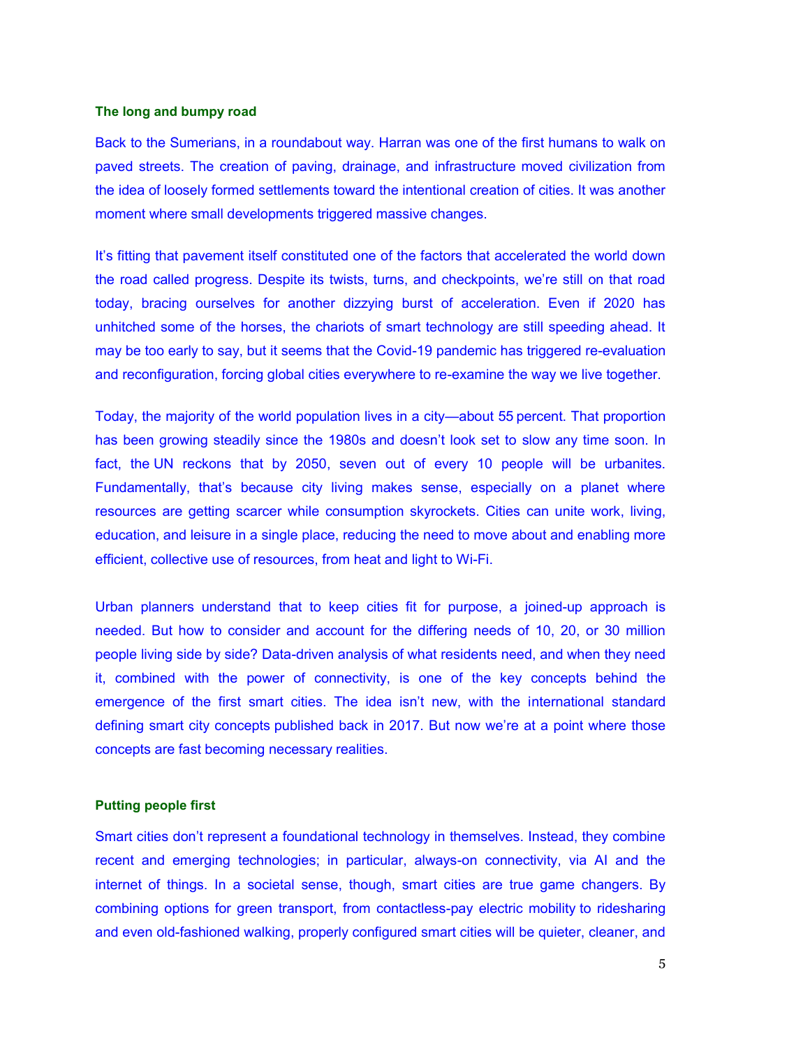### The long and bumpy road

Back to the Sumerians, in a roundabout way. Harran was one of the first humans to walk on paved streets. The creation of paving, drainage, and infrastructure moved civilization from the idea of loosely formed settlements toward the intentional creation of cities. It was another moment where small developments triggered massive changes.

It's fitting that pavement itself constituted one of the factors that accelerated the world down the road called progress. Despite its twists, turns, and checkpoints, we're still on that road today, bracing ourselves for another dizzying burst of acceleration. Even if 2020 has unhitched some of the horses, the chariots of smart technology are still speeding ahead. It may be too early to say, but it seems that the Covid-19 pandemic has triggered re-evaluation and reconfiguration, forcing global cities everywhere to re-examine the way we live together.

Today, the majority of the world population lives in a city—about 55 percent. That proportion has been growing steadily since the 1980s and doesn't look set to slow any time soon. In fact, the UN reckons that by 2050, seven out of every 10 people will be urbanites. Fundamentally, that's because city living makes sense, especially on a planet where resources are getting scarcer while consumption skyrockets. Cities can unite work, living, education, and leisure in a single place, reducing the need to move about and enabling more efficient, collective use of resources, from heat and light to Wi-Fi.

Urban planners understand that to keep cities fit for purpose, a joined-up approach is needed. But how to consider and account for the differing needs of 10, 20, or 30 million people living side by side? Data-driven analysis of what residents need, and when they need it, combined with the power of connectivity, is one of the key concepts behind the emergence of the first smart cities. The idea isn't new, with the international standard defining smart city concepts published back in 2017. But now we're at a point where those concepts are fast becoming necessary realities.

### Putting people first

Smart cities don't represent a foundational technology in themselves. Instead, they combine recent and emerging technologies; in particular, always-on connectivity, via AI and the internet of things. In a societal sense, though, smart cities are true game changers. By combining options for green transport, from contactless-pay electric mobility to ridesharing and even old-fashioned walking, properly configured smart cities will be quieter, cleaner, and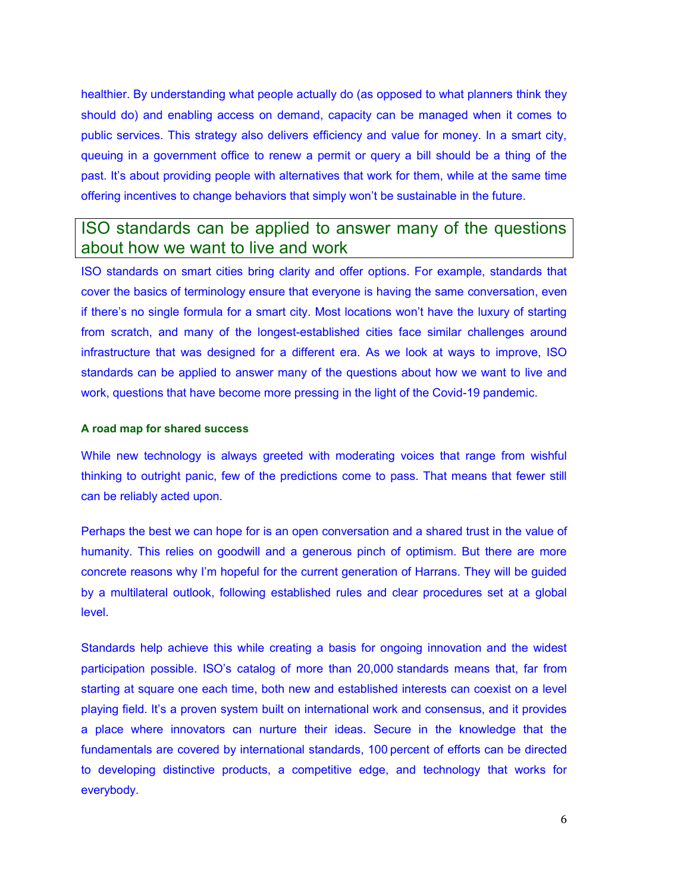healthier. By understanding what people actually do (as opposed to what planners think they should do) and enabling access on demand, capacity can be managed when it comes to public services. This strategy also delivers efficiency and value for money. In a smart city, queuing in a government office to renew a permit or query a bill should be a thing of the past. It's about providing people with alternatives that work for them, while at the same time offering incentives to change behaviors that simply won't be sustainable in the future.

## ISO standards can be applied to answer many of the questions about how we want to live and work

ISO standards on smart cities bring clarity and offer options. For example, standards that cover the basics of terminology ensure that everyone is having the same conversation, even if there's no single formula for a smart city. Most locations won't have the luxury of starting from scratch, and many of the longest-established cities face similar challenges around infrastructure that was designed for a different era. As we look at ways to improve, ISO standards can be applied to answer many of the questions about how we want to live and work, questions that have become more pressing in the light of the Covid-19 pandemic.

### A road map for shared success

While new technology is always greeted with moderating voices that range from wishful thinking to outright panic, few of the predictions come to pass. That means that fewer still can be reliably acted upon.

Perhaps the best we can hope for is an open conversation and a shared trust in the value of humanity. This relies on goodwill and a generous pinch of optimism. But there are more concrete reasons why I'm hopeful for the current generation of Harrans. They will be guided by a multilateral outlook, following established rules and clear procedures set at a global level.

Standards help achieve this while creating a basis for ongoing innovation and the widest participation possible. ISO's catalog of more than 20,000 standards means that, far from starting at square one each time, both new and established interests can coexist on a level playing field. It's a proven system built on international work and consensus, and it provides a place where innovators can nurture their ideas. Secure in the knowledge that the fundamentals are covered by international standards, 100 percent of efforts can be directed to developing distinctive products, a competitive edge, and technology that works for everybody.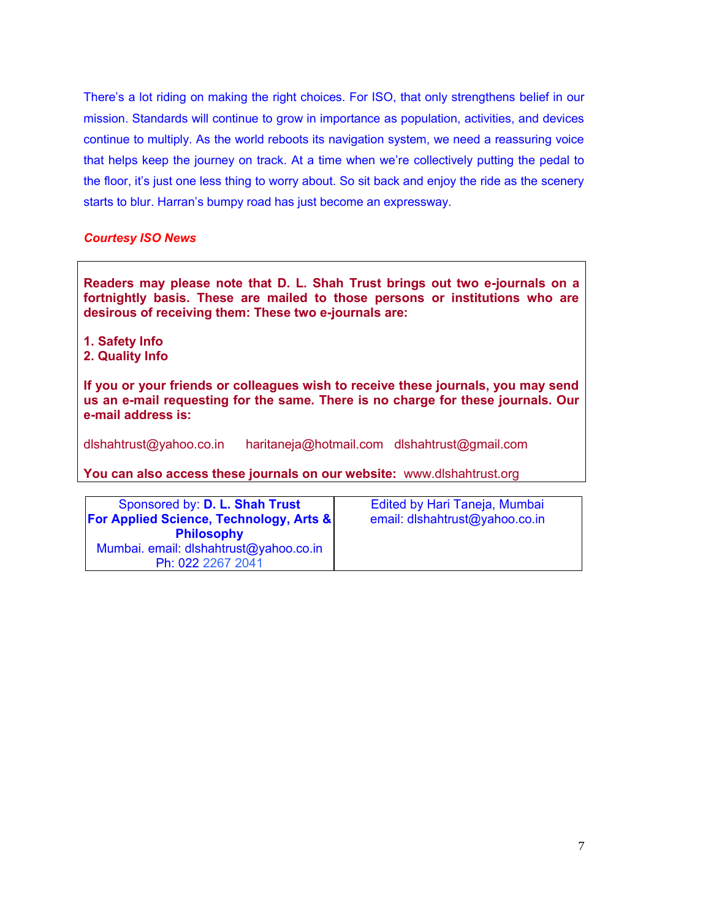There's a lot riding on making the right choices. For ISO, that only strengthens belief in our mission. Standards will continue to grow in importance as population, activities, and devices continue to multiply. As the world reboots its navigation system, we need a reassuring voice that helps keep the journey on track. At a time when we're collectively putting the pedal to the floor, it's just one less thing to worry about. So sit back and enjoy the ride as the scenery starts to blur. Harran's bumpy road has just become an expressway.

***Courtesy ISO News***

**Readers may please note that D. L. Shah Trust brings out two e-journals on a fortnightly basis. These are mailed to those persons or institutions who are desirous of receiving them: These two e-journals are:**

**1. Safety Info**
**2. Quality Info**

**If you or your friends or colleagues wish to receive these journals, you may send us an e-mail requesting for the same. There is no charge for these journals. Our e-mail address is:**

dlshahtrust@yahoo.co.in haritaneja@hotmail.com dlshahtrust@gmail.com

**You can also access these journals on our website:** www.dlshahtrust.org

| | |
|---|---|
| Sponsored by: **D. L. Shah Trust For Applied Science, Technology, Arts & Philosophy** Mumbai. email: dlshahtrust@yahoo.co.in Ph: 022 2267 2041 | Edited by Hari Taneja, Mumbai email: dlshahtrust@yahoo.co.in |